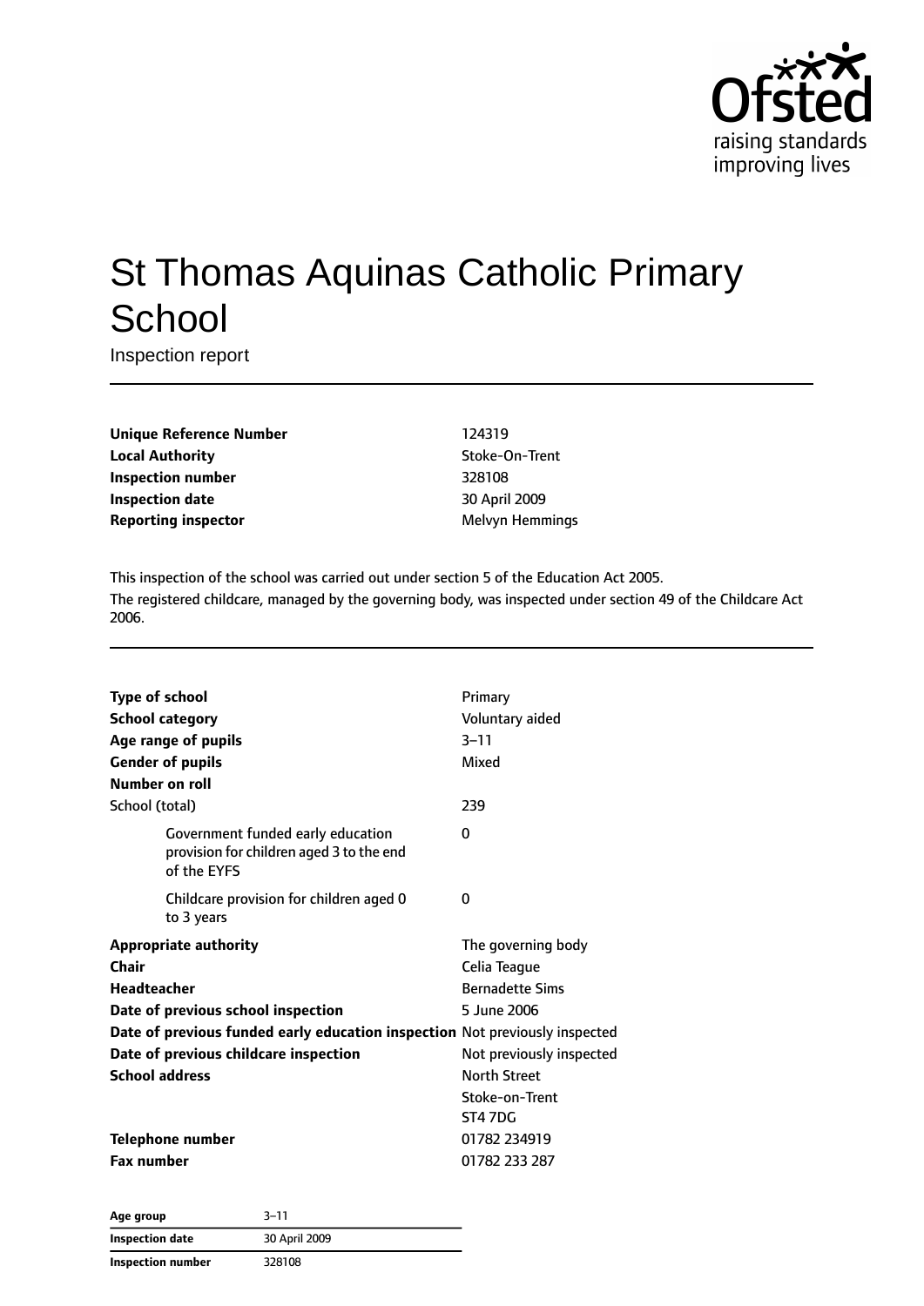# St Thomas Aquinas Catholic Primary School

Inspection report

| | |
|---|---|
| **Unique Reference Number** | 124319 |
| **Local Authority** | Stoke-On-Trent |
| **Inspection number** | 328108 |
| **Inspection date** | 30 April 2009 |
| **Reporting inspector** | Melvyn Hemmings |

This inspection of the school was carried out under section 5 of the Education Act 2005.

The registered childcare, managed by the governing body, was inspected under section 49 of the Childcare Act 2006.

| | |
|---|---|
| **Type of school** | Primary |
| **School category** | Voluntary aided |
| **Age range of pupils** | 3–11 |
| **Gender of pupils** | Mixed |
| **Number on roll** | |
| School (total) | 239 |
| Government funded early education provision for children aged 3 to the end of the EYFS | 0 |
| Childcare provision for children aged 0 to 3 years | 0 |
| **Appropriate authority** | The governing body |
| **Chair** | Celia Teague |
| **Headteacher** | Bernadette Sims |
| **Date of previous school inspection** | 5 June 2006 |
| **Date of previous funded early education inspection** | Not previously inspected |
| **Date of previous childcare inspection** | Not previously inspected |
| **School address** | North Street<br>Stoke-on-Trent<br>ST4 7DG |
| **Telephone number** | 01782 234919 |
| **Fax number** | 01782 233 287 |

| | |
|---|---|
| **Age group** | 3–11 |
| **Inspection date** | 30 April 2009 |
| **Inspection number** | 328108 |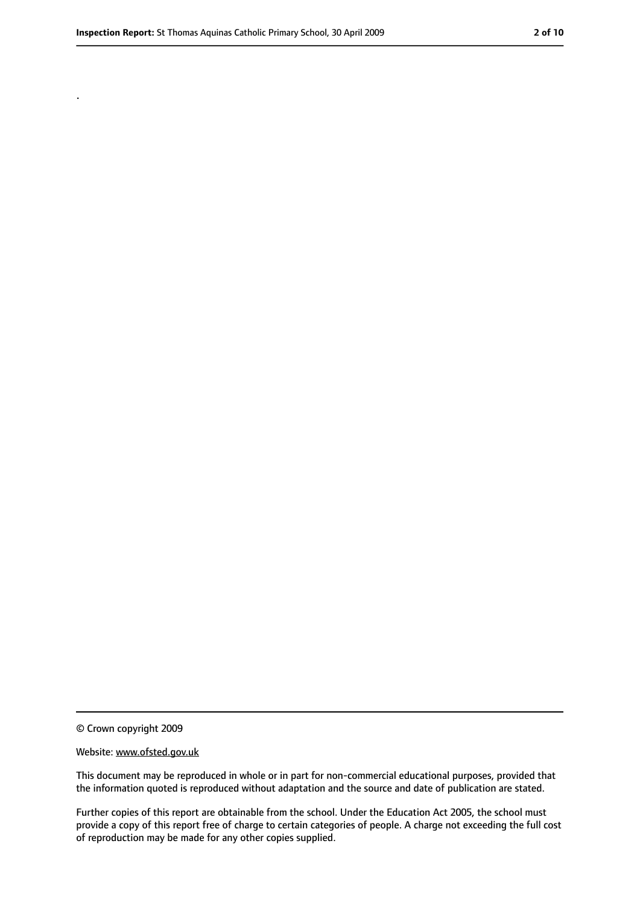.

© Crown copyright 2009

Website: www.ofsted.gov.uk

This document may be reproduced in whole or in part for non-commercial educational purposes, provided that the information quoted is reproduced without adaptation and the source and date of publication are stated.

Further copies of this report are obtainable from the school. Under the Education Act 2005, the school must provide a copy of this report free of charge to certain categories of people. A charge not exceeding the full cost of reproduction may be made for any other copies supplied.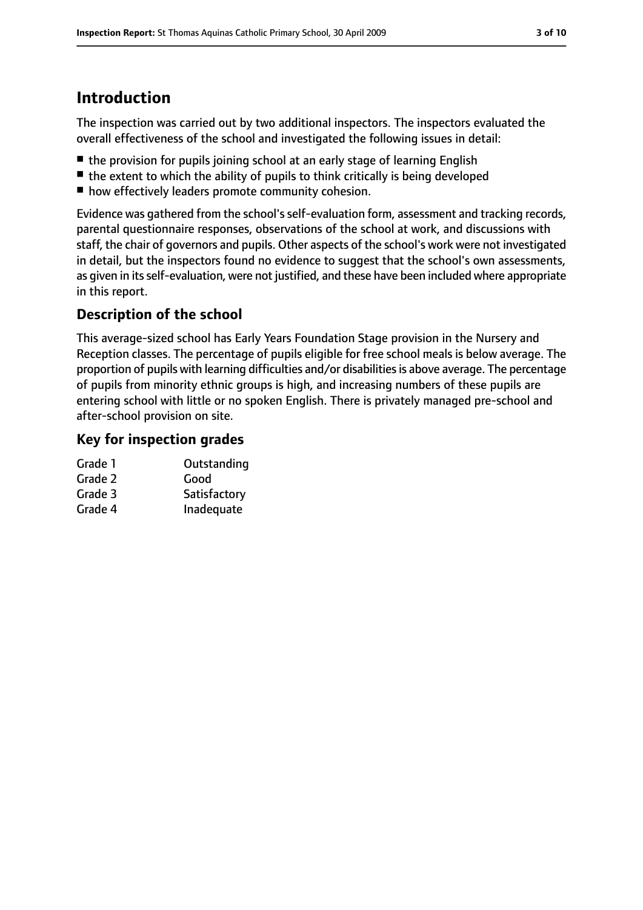# Introduction

The inspection was carried out by two additional inspectors. The inspectors evaluated the overall effectiveness of the school and investigated the following issues in detail:

- the provision for pupils joining school at an early stage of learning English
- the extent to which the ability of pupils to think critically is being developed
- how effectively leaders promote community cohesion.

Evidence was gathered from the school's self-evaluation form, assessment and tracking records, parental questionnaire responses, observations of the school at work, and discussions with staff, the chair of governors and pupils. Other aspects of the school's work were not investigated in detail, but the inspectors found no evidence to suggest that the school's own assessments, as given in its self-evaluation, were not justified, and these have been included where appropriate in this report.

## Description of the school

This average-sized school has Early Years Foundation Stage provision in the Nursery and Reception classes. The percentage of pupils eligible for free school meals is below average. The proportion of pupils with learning difficulties and/or disabilities is above average. The percentage of pupils from minority ethnic groups is high, and increasing numbers of these pupils are entering school with little or no spoken English. There is privately managed pre-school and after-school provision on site.

## Key for inspection grades

| | |
|---|---|
| Grade 1 | Outstanding |
| Grade 2 | Good |
| Grade 3 | Satisfactory |
| Grade 4 | Inadequate |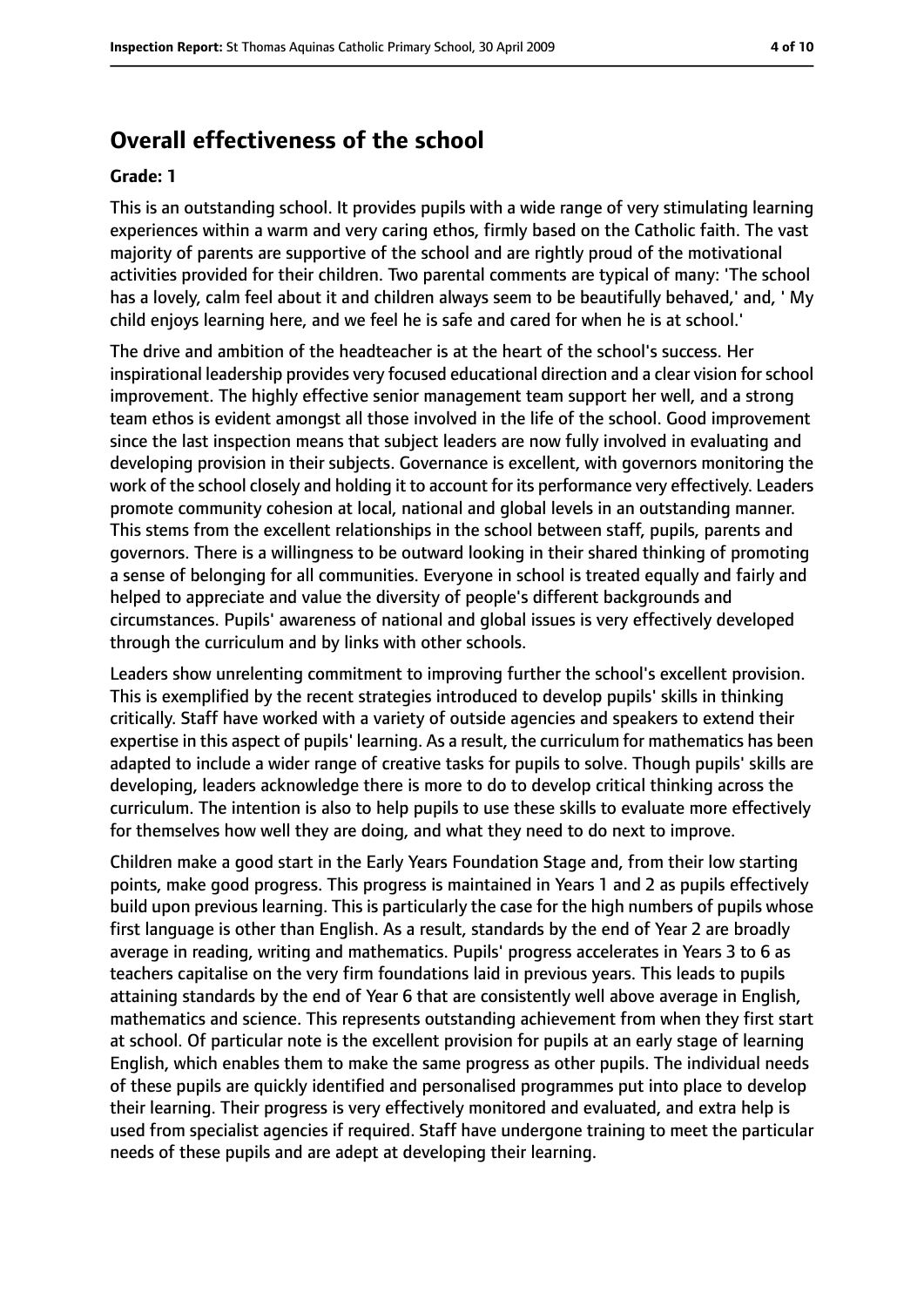## Overall effectiveness of the school

**Grade: 1**

This is an outstanding school. It provides pupils with a wide range of very stimulating learning experiences within a warm and very caring ethos, firmly based on the Catholic faith. The vast majority of parents are supportive of the school and are rightly proud of the motivational activities provided for their children. Two parental comments are typical of many: 'The school has a lovely, calm feel about it and children always seem to be beautifully behaved,' and, ' My child enjoys learning here, and we feel he is safe and cared for when he is at school.'

The drive and ambition of the headteacher is at the heart of the school's success. Her inspirational leadership provides very focused educational direction and a clear vision for school improvement. The highly effective senior management team support her well, and a strong team ethos is evident amongst all those involved in the life of the school. Good improvement since the last inspection means that subject leaders are now fully involved in evaluating and developing provision in their subjects. Governance is excellent, with governors monitoring the work of the school closely and holding it to account for its performance very effectively. Leaders promote community cohesion at local, national and global levels in an outstanding manner. This stems from the excellent relationships in the school between staff, pupils, parents and governors. There is a willingness to be outward looking in their shared thinking of promoting a sense of belonging for all communities. Everyone in school is treated equally and fairly and helped to appreciate and value the diversity of people's different backgrounds and circumstances. Pupils' awareness of national and global issues is very effectively developed through the curriculum and by links with other schools.

Leaders show unrelenting commitment to improving further the school's excellent provision. This is exemplified by the recent strategies introduced to develop pupils' skills in thinking critically. Staff have worked with a variety of outside agencies and speakers to extend their expertise in this aspect of pupils' learning. As a result, the curriculum for mathematics has been adapted to include a wider range of creative tasks for pupils to solve. Though pupils' skills are developing, leaders acknowledge there is more to do to develop critical thinking across the curriculum. The intention is also to help pupils to use these skills to evaluate more effectively for themselves how well they are doing, and what they need to do next to improve.

Children make a good start in the Early Years Foundation Stage and, from their low starting points, make good progress. This progress is maintained in Years 1 and 2 as pupils effectively build upon previous learning. This is particularly the case for the high numbers of pupils whose first language is other than English. As a result, standards by the end of Year 2 are broadly average in reading, writing and mathematics. Pupils' progress accelerates in Years 3 to 6 as teachers capitalise on the very firm foundations laid in previous years. This leads to pupils attaining standards by the end of Year 6 that are consistently well above average in English, mathematics and science. This represents outstanding achievement from when they first start at school. Of particular note is the excellent provision for pupils at an early stage of learning English, which enables them to make the same progress as other pupils. The individual needs of these pupils are quickly identified and personalised programmes put into place to develop their learning. Their progress is very effectively monitored and evaluated, and extra help is used from specialist agencies if required. Staff have undergone training to meet the particular needs of these pupils and are adept at developing their learning.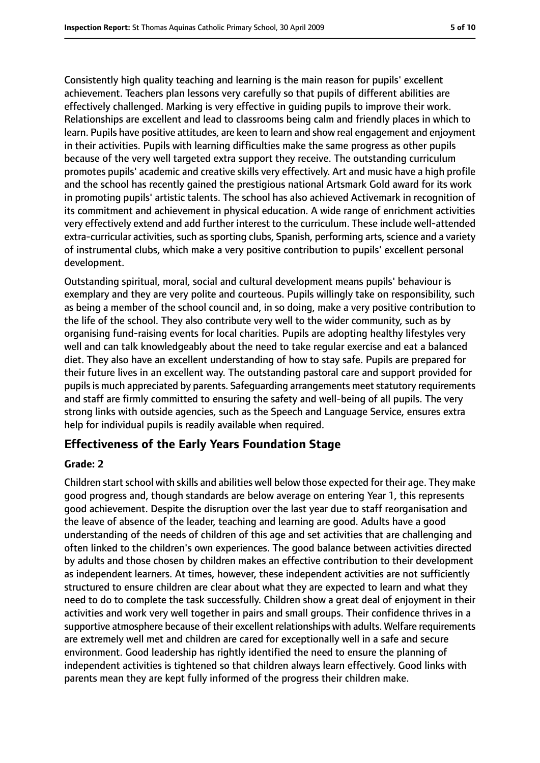Consistently high quality teaching and learning is the main reason for pupils' excellent achievement. Teachers plan lessons very carefully so that pupils of different abilities are effectively challenged. Marking is very effective in guiding pupils to improve their work. Relationships are excellent and lead to classrooms being calm and friendly places in which to learn. Pupils have positive attitudes, are keen to learn and show real engagement and enjoyment in their activities. Pupils with learning difficulties make the same progress as other pupils because of the very well targeted extra support they receive. The outstanding curriculum promotes pupils' academic and creative skills very effectively. Art and music have a high profile and the school has recently gained the prestigious national Artsmark Gold award for its work in promoting pupils' artistic talents. The school has also achieved Activemark in recognition of its commitment and achievement in physical education. A wide range of enrichment activities very effectively extend and add further interest to the curriculum. These include well-attended extra-curricular activities, such as sporting clubs, Spanish, performing arts, science and a variety of instrumental clubs, which make a very positive contribution to pupils' excellent personal development.

Outstanding spiritual, moral, social and cultural development means pupils' behaviour is exemplary and they are very polite and courteous. Pupils willingly take on responsibility, such as being a member of the school council and, in so doing, make a very positive contribution to the life of the school. They also contribute very well to the wider community, such as by organising fund-raising events for local charities. Pupils are adopting healthy lifestyles very well and can talk knowledgeably about the need to take regular exercise and eat a balanced diet. They also have an excellent understanding of how to stay safe. Pupils are prepared for their future lives in an excellent way. The outstanding pastoral care and support provided for pupils is much appreciated by parents. Safeguarding arrangements meet statutory requirements and staff are firmly committed to ensuring the safety and well-being of all pupils. The very strong links with outside agencies, such as the Speech and Language Service, ensures extra help for individual pupils is readily available when required.

## Effectiveness of the Early Years Foundation Stage

### Grade: 2

Children start school with skills and abilities well below those expected for their age. They make good progress and, though standards are below average on entering Year 1, this represents good achievement. Despite the disruption over the last year due to staff reorganisation and the leave of absence of the leader, teaching and learning are good. Adults have a good understanding of the needs of children of this age and set activities that are challenging and often linked to the children's own experiences. The good balance between activities directed by adults and those chosen by children makes an effective contribution to their development as independent learners. At times, however, these independent activities are not sufficiently structured to ensure children are clear about what they are expected to learn and what they need to do to complete the task successfully. Children show a great deal of enjoyment in their activities and work very well together in pairs and small groups. Their confidence thrives in a supportive atmosphere because of their excellent relationships with adults. Welfare requirements are extremely well met and children are cared for exceptionally well in a safe and secure environment. Good leadership has rightly identified the need to ensure the planning of independent activities is tightened so that children always learn effectively. Good links with parents mean they are kept fully informed of the progress their children make.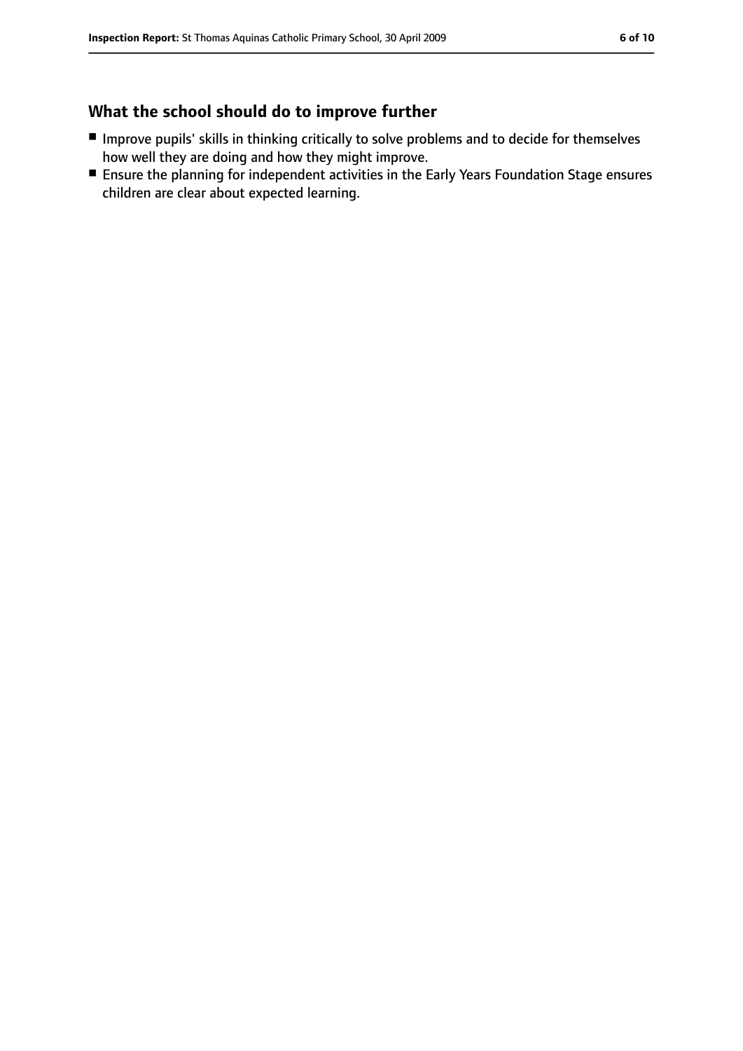## What the school should do to improve further

- Improve pupils' skills in thinking critically to solve problems and to decide for themselves how well they are doing and how they might improve.
- Ensure the planning for independent activities in the Early Years Foundation Stage ensures children are clear about expected learning.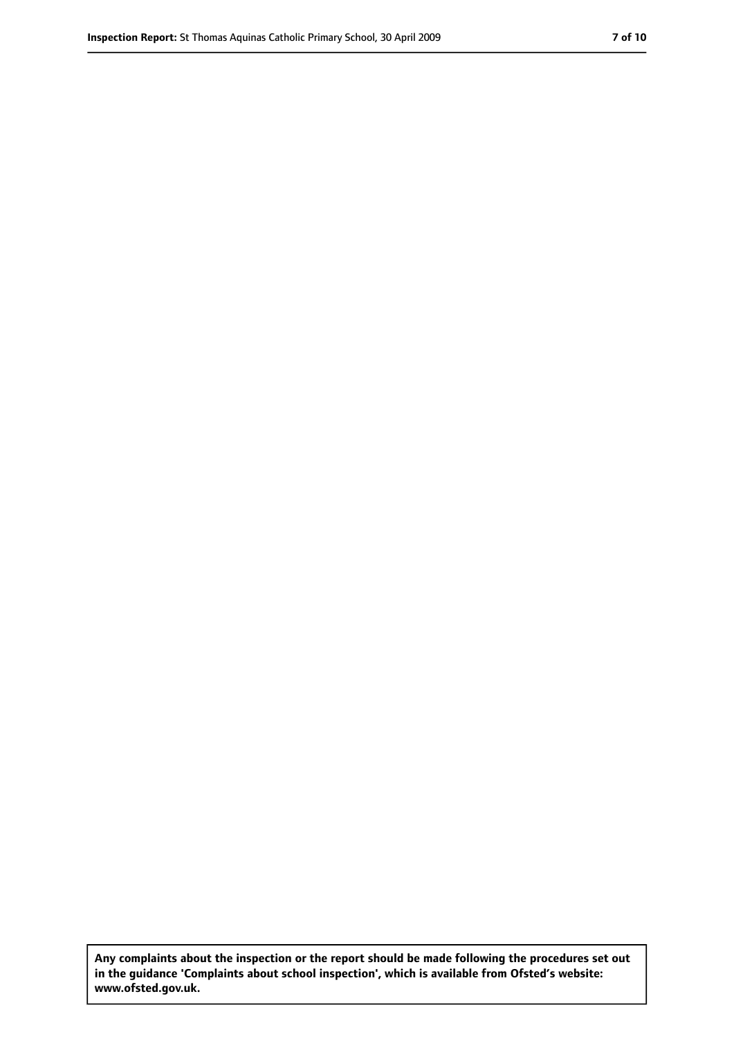**Any complaints about the inspection or the report should be made following the procedures set out in the guidance 'Complaints about school inspection', which is available from Ofsted's website: www.ofsted.gov.uk.**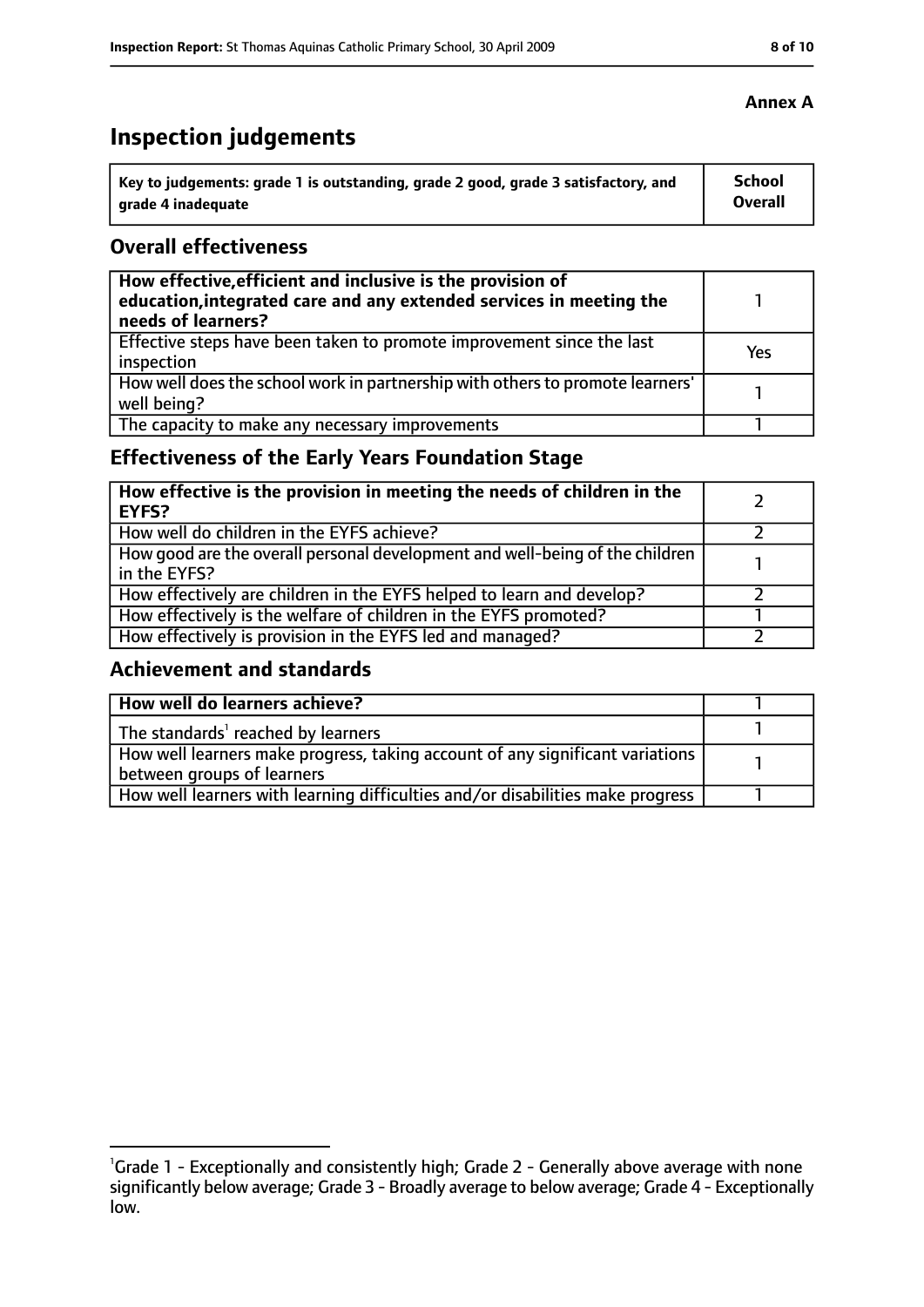**Annex A**

# Inspection judgements

| Key to judgements: grade 1 is outstanding, grade 2 good, grade 3 satisfactory, and grade 4 inadequate | School Overall |
|---|---|

## Overall effectiveness

| | |
|---|---|
| **How effective, efficient and inclusive is the provision of education, integrated care and any extended services in meeting the needs of learners?** | 1 |
| Effective steps have been taken to promote improvement since the last inspection | Yes |
| How well does the school work in partnership with others to promote learners' well being? | 1 |
| The capacity to make any necessary improvements | 1 |

## Effectiveness of the Early Years Foundation Stage

| | |
|---|---|
| **How effective is the provision in meeting the needs of children in the EYFS?** | 2 |
| How well do children in the EYFS achieve? | 2 |
| How good are the overall personal development and well-being of the children in the EYFS? | 1 |
| How effectively are children in the EYFS helped to learn and develop? | 2 |
| How effectively is the welfare of children in the EYFS promoted? | 1 |
| How effectively is provision in the EYFS led and managed? | 2 |

## Achievement and standards

| | |
|---|---|
| **How well do learners achieve?** | 1 |
| The standards[1] reached by learners | 1 |
| How well learners make progress, taking account of any significant variations between groups of learners | 1 |
| How well learners with learning difficulties and/or disabilities make progress | 1 |

[1]Grade 1 - Exceptionally and consistently high; Grade 2 - Generally above average with none significantly below average; Grade 3 - Broadly average to below average; Grade 4 - Exceptionally low.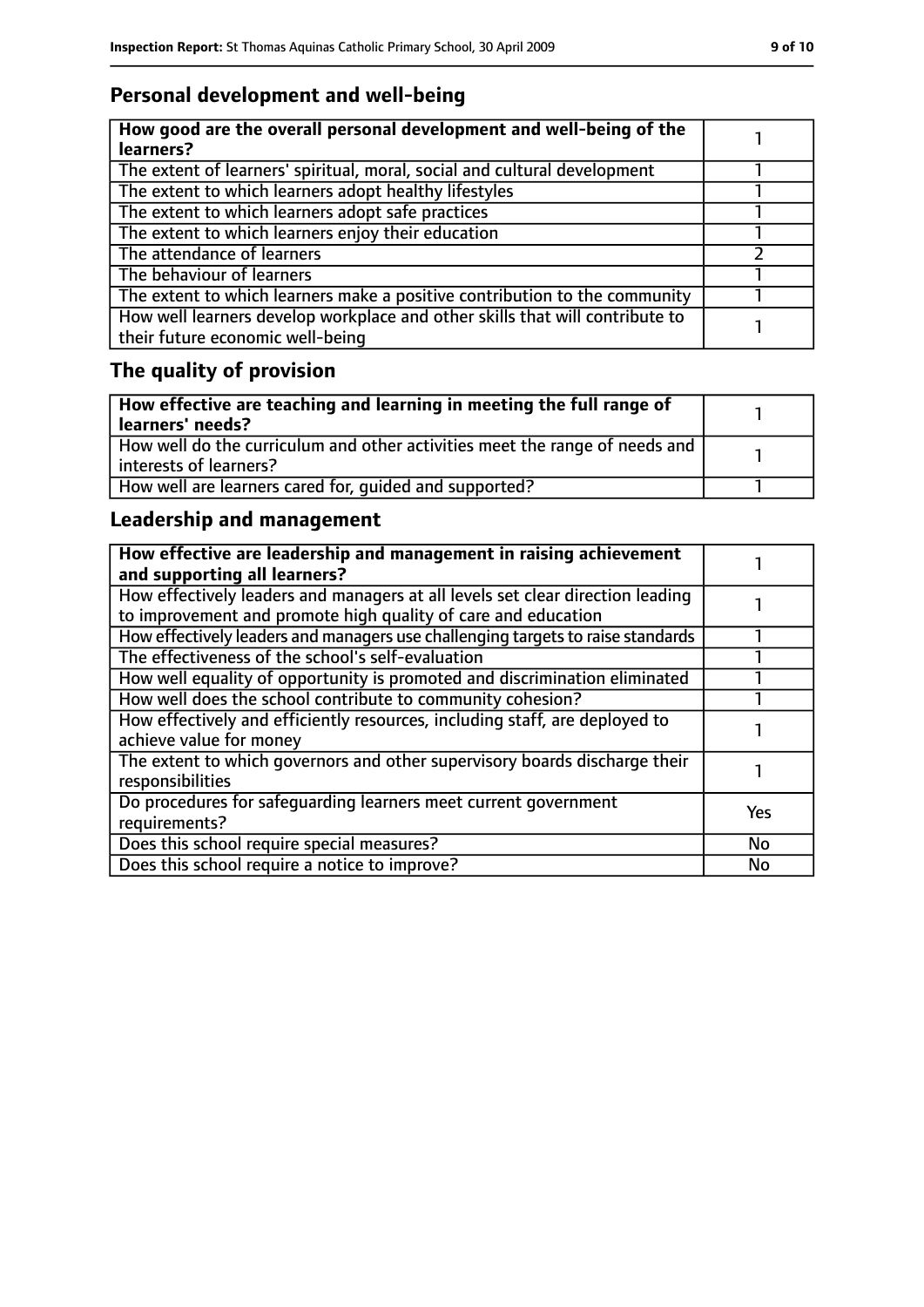## Personal development and well-being

| | |
|---|---|
| **How good are the overall personal development and well-being of the learners?** | 1 |
| The extent of learners' spiritual, moral, social and cultural development | 1 |
| The extent to which learners adopt healthy lifestyles | 1 |
| The extent to which learners adopt safe practices | 1 |
| The extent to which learners enjoy their education | 1 |
| The attendance of learners | 2 |
| The behaviour of learners | 1 |
| The extent to which learners make a positive contribution to the community | 1 |
| How well learners develop workplace and other skills that will contribute to their future economic well-being | 1 |

## The quality of provision

| | |
|---|---|
| **How effective are teaching and learning in meeting the full range of learners' needs?** | 1 |
| How well do the curriculum and other activities meet the range of needs and interests of learners? | 1 |
| How well are learners cared for, guided and supported? | 1 |

## Leadership and management

| | |
|---|---|
| **How effective are leadership and management in raising achievement and supporting all learners?** | 1 |
| How effectively leaders and managers at all levels set clear direction leading to improvement and promote high quality of care and education | 1 |
| How effectively leaders and managers use challenging targets to raise standards | 1 |
| The effectiveness of the school's self-evaluation | 1 |
| How well equality of opportunity is promoted and discrimination eliminated | 1 |
| How well does the school contribute to community cohesion? | 1 |
| How effectively and efficiently resources, including staff, are deployed to achieve value for money | 1 |
| The extent to which governors and other supervisory boards discharge their responsibilities | 1 |
| Do procedures for safeguarding learners meet current government requirements? | Yes |
| Does this school require special measures? | No |
| Does this school require a notice to improve? | No |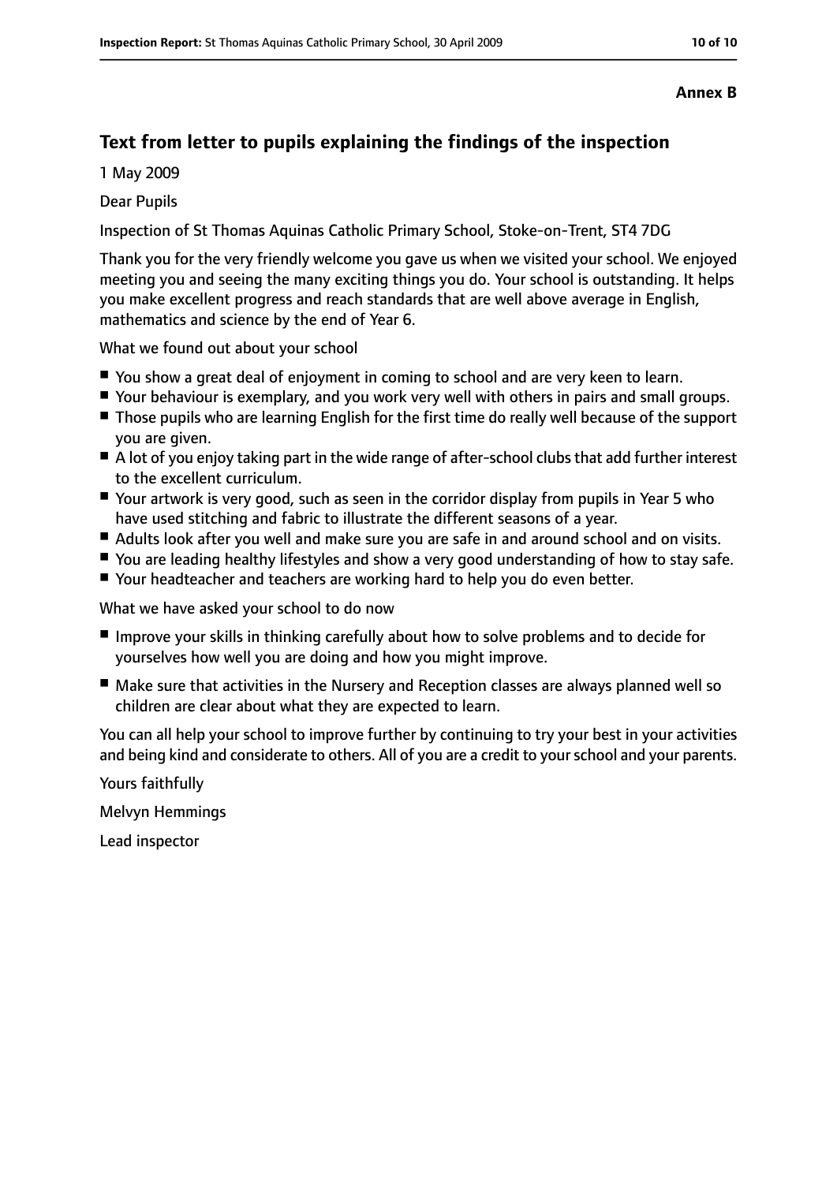**Annex B**

## Text from letter to pupils explaining the findings of the inspection

1 May 2009

Dear Pupils

Inspection of St Thomas Aquinas Catholic Primary School, Stoke-on-Trent, ST4 7DG

Thank you for the very friendly welcome you gave us when we visited your school. We enjoyed meeting you and seeing the many exciting things you do. Your school is outstanding. It helps you make excellent progress and reach standards that are well above average in English, mathematics and science by the end of Year 6.

What we found out about your school

- You show a great deal of enjoyment in coming to school and are very keen to learn.
- Your behaviour is exemplary, and you work very well with others in pairs and small groups.
- Those pupils who are learning English for the first time do really well because of the support you are given.
- A lot of you enjoy taking part in the wide range of after-school clubs that add further interest to the excellent curriculum.
- Your artwork is very good, such as seen in the corridor display from pupils in Year 5 who have used stitching and fabric to illustrate the different seasons of a year.
- Adults look after you well and make sure you are safe in and around school and on visits.
- You are leading healthy lifestyles and show a very good understanding of how to stay safe.
- Your headteacher and teachers are working hard to help you do even better.

What we have asked your school to do now

- Improve your skills in thinking carefully about how to solve problems and to decide for yourselves how well you are doing and how you might improve.
- Make sure that activities in the Nursery and Reception classes are always planned well so children are clear about what they are expected to learn.

You can all help your school to improve further by continuing to try your best in your activities and being kind and considerate to others. All of you are a credit to your school and your parents.

Yours faithfully

Melvyn Hemmings

Lead inspector